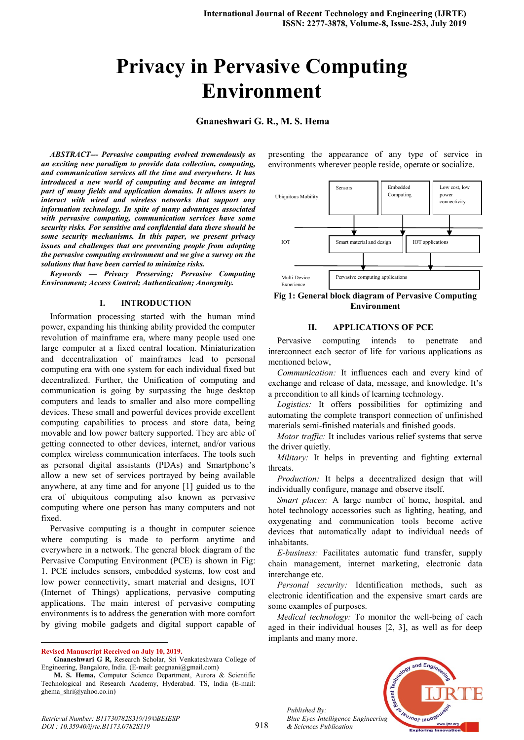# Privacy in Pervasive Computing Environment

**Gnaneshwari G. R., M. S. Hema**

***ABSTRACT--- Pervasive computing evolved tremendously as an exciting new paradigm to provide data collection, computing, and communication services all the time and everywhere. It has introduced a new world of computing and became an integral part of many fields and application domains. It allows users to interact with wired and wireless networks that support any information technology. In spite of many advantages associated with pervasive computing, communication services have some security risks. For sensitive and confidential data there should be some security mechanisms. In this paper, we present privacy issues and challenges that are preventing people from adopting the pervasive computing environment and we give a survey on the solutions that have been carried to minimize risks.***

***Keywords — Privacy Preserving; Pervasive Computing Environment; Access Control; Authentication; Anonymity.***

## I. INTRODUCTION

Information processing started with the human mind power, expanding his thinking ability provided the computer revolution of mainframe era, where many people used one large computer at a fixed central location. Miniaturization and decentralization of mainframes lead to personal computing era with one system for each individual fixed but decentralized. Further, the Unification of computing and communication is going by surpassing the huge desktop computers and leads to smaller and also more compelling devices. These small and powerful devices provide excellent computing capabilities to process and store data, being movable and low power battery supported. They are able of getting connected to other devices, internet, and/or various complex wireless communication interfaces. The tools such as personal digital assistants (PDAs) and Smartphone's allow a new set of services portrayed by being available anywhere, at any time and for anyone [1] guided us to the era of ubiquitous computing also known as pervasive computing where one person has many computers and not fixed.

Pervasive computing is a thought in computer science where computing is made to perform anytime and everywhere in a network. The general block diagram of the Pervasive Computing Environment (PCE) is shown in Fig: 1. PCE includes sensors, embedded systems, low cost and low power connectivity, smart material and designs, IOT (Internet of Things) applications, pervasive computing applications. The main interest of pervasive computing environments is to address the generation with more comfort by giving mobile gadgets and digital support capable of presenting the appearance of any type of service in environments wherever people reside, operate or socialize.

| | | | |
|---|---|---|---|
| Ubiquitous Mobility | Sensors | Embedded Computing | Low cost, low power connectivity |
| IOT | Smart material and design | | IOT applications |
| Multi-Device Exerience | Pervasive computing applications | | |

**Fig 1: General block diagram of Pervasive Computing Environment**

## II. APPLICATIONS OF PCE

Pervasive computing intends to penetrate and interconnect each sector of life for various applications as mentioned below,

*Communication:* It influences each and every kind of exchange and release of data, message, and knowledge. It's a precondition to all kinds of learning technology.

*Logistics:* It offers possibilities for optimizing and automating the complete transport connection of unfinished materials semi-finished materials and finished goods.

*Motor traffic:* It includes various relief systems that serve the driver quietly.

*Military:* It helps in preventing and fighting external threats.

*Production:* It helps a decentralized design that will individually configure, manage and observe itself.

*Smart places:* A large number of home, hospital, and hotel technology accessories such as lighting, heating, and oxygenating and communication tools become active devices that automatically adapt to individual needs of inhabitants.

*E-business:* Facilitates automatic fund transfer, supply chain management, internet marketing, electronic data interchange etc.

*Personal security:* Identification methods, such as electronic identification and the expensive smart cards are some examples of purposes.

*Medical technology:* To monitor the well-being of each aged in their individual houses [2, 3], as well as for deep implants and many more.

---

**Revised Manuscript Received on July 10, 2019.**

**Gnaneshwari G R,** Research Scholar, Sri Venkateshwara College of Engineering, Bangalore, India. (E-mail: gecgnani@gmail.com)

**M. S. Hema,** Computer Science Department, Aurora & Scientific Technological and Research Academy, Hyderabad. TS, India (E-mail: ghema_shri@yahoo.co.in)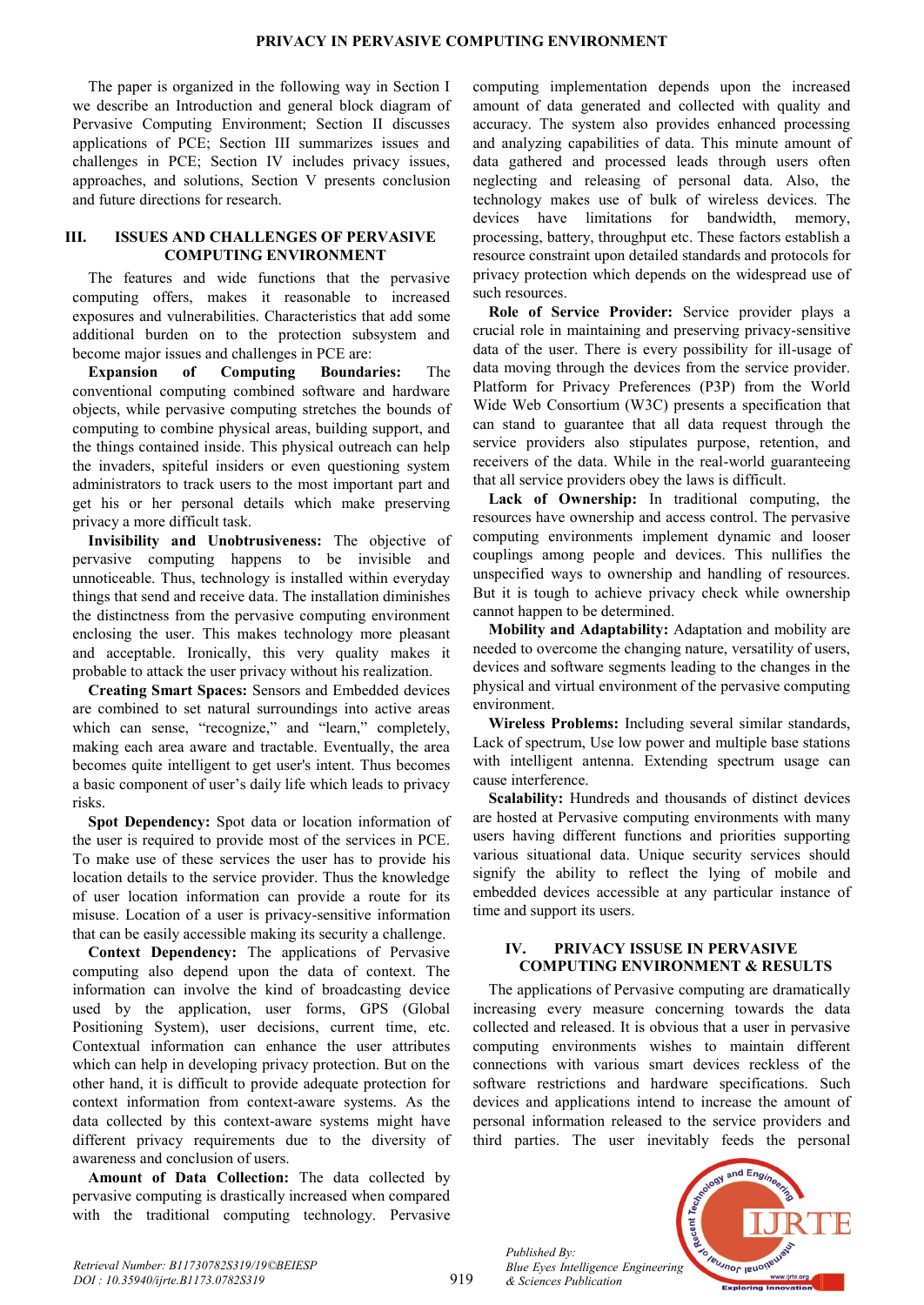The paper is organized in the following way in Section I we describe an Introduction and general block diagram of Pervasive Computing Environment; Section II discusses applications of PCE; Section III summarizes issues and challenges in PCE; Section IV includes privacy issues, approaches, and solutions, Section V presents conclusion and future directions for research.

## III. ISSUES AND CHALLENGES OF PERVASIVE COMPUTING ENVIRONMENT

The features and wide functions that the pervasive computing offers, makes it reasonable to increased exposures and vulnerabilities. Characteristics that add some additional burden on to the protection subsystem and become major issues and challenges in PCE are:

**Expansion of Computing Boundaries:** The conventional computing combined software and hardware objects, while pervasive computing stretches the bounds of computing to combine physical areas, building support, and the things contained inside. This physical outreach can help the invaders, spiteful insiders or even questioning system administrators to track users to the most important part and get his or her personal details which make preserving privacy a more difficult task.

**Invisibility and Unobtrusiveness:** The objective of pervasive computing happens to be invisible and unnoticeable. Thus, technology is installed within everyday things that send and receive data. The installation diminishes the distinctness from the pervasive computing environment enclosing the user. This makes technology more pleasant and acceptable. Ironically, this very quality makes it probable to attack the user privacy without his realization.

**Creating Smart Spaces:** Sensors and Embedded devices are combined to set natural surroundings into active areas which can sense, "recognize," and "learn," completely, making each area aware and tractable. Eventually, the area becomes quite intelligent to get user's intent. Thus becomes a basic component of user's daily life which leads to privacy risks.

**Spot Dependency:** Spot data or location information of the user is required to provide most of the services in PCE. To make use of these services the user has to provide his location details to the service provider. Thus the knowledge of user location information can provide a route for its misuse. Location of a user is privacy-sensitive information that can be easily accessible making its security a challenge.

**Context Dependency:** The applications of Pervasive computing also depend upon the data of context. The information can involve the kind of broadcasting device used by the application, user forms, GPS (Global Positioning System), user decisions, current time, etc. Contextual information can enhance the user attributes which can help in developing privacy protection. But on the other hand, it is difficult to provide adequate protection for context information from context-aware systems. As the data collected by this context-aware systems might have different privacy requirements due to the diversity of awareness and conclusion of users.

**Amount of Data Collection:** The data collected by pervasive computing is drastically increased when compared with the traditional computing technology. Pervasive computing implementation depends upon the increased amount of data generated and collected with quality and accuracy. The system also provides enhanced processing and analyzing capabilities of data. This minute amount of data gathered and processed leads through users often neglecting and releasing of personal data. Also, the technology makes use of bulk of wireless devices. The devices have limitations for bandwidth, memory, processing, battery, throughput etc. These factors establish a resource constraint upon detailed standards and protocols for privacy protection which depends on the widespread use of such resources.

**Role of Service Provider:** Service provider plays a crucial role in maintaining and preserving privacy-sensitive data of the user. There is every possibility for ill-usage of data moving through the devices from the service provider. Platform for Privacy Preferences (P3P) from the World Wide Web Consortium (W3C) presents a specification that can stand to guarantee that all data request through the service providers also stipulates purpose, retention, and receivers of the data. While in the real-world guaranteeing that all service providers obey the laws is difficult.

**Lack of Ownership:** In traditional computing, the resources have ownership and access control. The pervasive computing environments implement dynamic and looser couplings among people and devices. This nullifies the unspecified ways to ownership and handling of resources. But it is tough to achieve privacy check while ownership cannot happen to be determined.

**Mobility and Adaptability:** Adaptation and mobility are needed to overcome the changing nature, versatility of users, devices and software segments leading to the changes in the physical and virtual environment of the pervasive computing environment.

**Wireless Problems:** Including several similar standards, Lack of spectrum, Use low power and multiple base stations with intelligent antenna. Extending spectrum usage can cause interference.

**Scalability:** Hundreds and thousands of distinct devices are hosted at Pervasive computing environments with many users having different functions and priorities supporting various situational data. Unique security services should signify the ability to reflect the lying of mobile and embedded devices accessible at any particular instance of time and support its users.

## IV. PRIVACY ISSUSE IN PERVASIVE COMPUTING ENVIRONMENT & RESULTS

The applications of Pervasive computing are dramatically increasing every measure concerning towards the data collected and released. It is obvious that a user in pervasive computing environments wishes to maintain different connections with various smart devices reckless of the software restrictions and hardware specifications. Such devices and applications intend to increase the amount of personal information released to the service providers and third parties. The user inevitably feeds the personal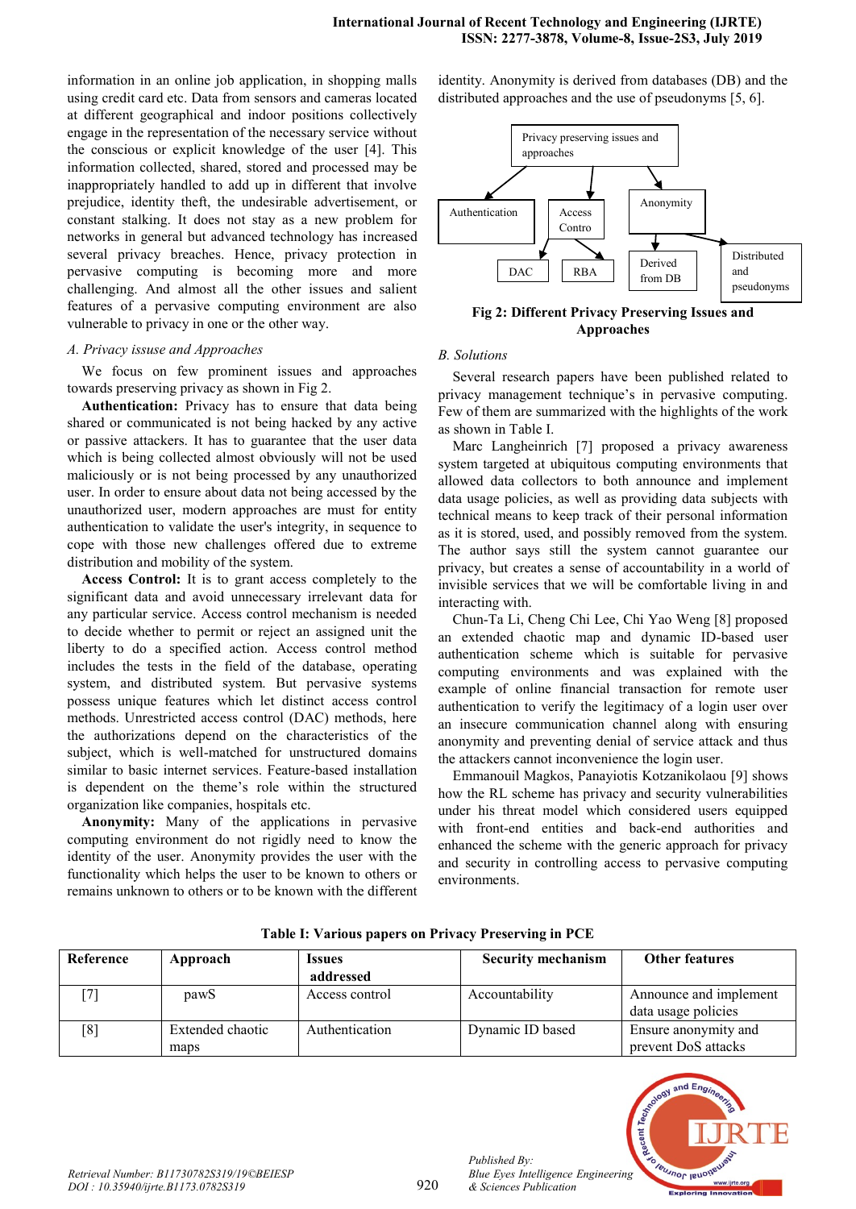information in an online job application, in shopping malls using credit card etc. Data from sensors and cameras located at different geographical and indoor positions collectively engage in the representation of the necessary service without the conscious or explicit knowledge of the user [4]. This information collected, shared, stored and processed may be inappropriately handled to add up in different that involve prejudice, identity theft, the undesirable advertisement, or constant stalking. It does not stay as a new problem for networks in general but advanced technology has increased several privacy breaches. Hence, privacy protection in pervasive computing is becoming more and more challenging. And almost all the other issues and salient features of a pervasive computing environment are also vulnerable to privacy in one or the other way.

### A. Privacy issuse and Approaches

We focus on few prominent issues and approaches towards preserving privacy as shown in Fig 2.

**Authentication:** Privacy has to ensure that data being shared or communicated is not being hacked by any active or passive attackers. It has to guarantee that the user data which is being collected almost obviously will not be used maliciously or is not being processed by any unauthorized user. In order to ensure about data not being accessed by the unauthorized user, modern approaches are must for entity authentication to validate the user's integrity, in sequence to cope with those new challenges offered due to extreme distribution and mobility of the system.

**Access Control:** It is to grant access completely to the significant data and avoid unnecessary irrelevant data for any particular service. Access control mechanism is needed to decide whether to permit or reject an assigned unit the liberty to do a specified action. Access control method includes the tests in the field of the database, operating system, and distributed system. But pervasive systems possess unique features which let distinct access control methods. Unrestricted access control (DAC) methods, here the authorizations depend on the characteristics of the subject, which is well-matched for unstructured domains similar to basic internet services. Feature-based installation is dependent on the theme's role within the structured organization like companies, hospitals etc.

**Anonymity:** Many of the applications in pervasive computing environment do not rigidly need to know the identity of the user. Anonymity provides the user with the functionality which helps the user to be known to others or remains unknown to others or to be known with the different identity. Anonymity is derived from databases (DB) and the distributed approaches and the use of pseudonyms [5, 6].

Privacy preserving issues and approaches
- Authentication
- Access Contro
  - DAC
  - RBA
- Anonymity
  - Derived from DB
  - Distributed and pseudonyms

**Fig 2: Different Privacy Preserving Issues and Approaches**

### B. Solutions

Several research papers have been published related to privacy management technique's in pervasive computing. Few of them are summarized with the highlights of the work as shown in Table I.

Marc Langheinrich [7] proposed a privacy awareness system targeted at ubiquitous computing environments that allowed data collectors to both announce and implement data usage policies, as well as providing data subjects with technical means to keep track of their personal information as it is stored, used, and possibly removed from the system. The author says still the system cannot guarantee our privacy, but creates a sense of accountability in a world of invisible services that we will be comfortable living in and interacting with.

Chun-Ta Li, Cheng Chi Lee, Chi Yao Weng [8] proposed an extended chaotic map and dynamic ID-based user authentication scheme which is suitable for pervasive computing environments and was explained with the example of online financial transaction for remote user authentication to verify the legitimacy of a login user over an insecure communication channel along with ensuring anonymity and preventing denial of service attack and thus the attackers cannot inconvenience the login user.

Emmanouil Magkos, Panayiotis Kotzanikolaou [9] shows how the RL scheme has privacy and security vulnerabilities under his threat model which considered users equipped with front-end entities and back-end authorities and enhanced the scheme with the generic approach for privacy and security in controlling access to pervasive computing environments.

**Table I: Various papers on Privacy Preserving in PCE**

| Reference | Approach | Issues addressed | Security mechanism | Other features |
|---|---|---|---|---|
| [7] | pawS | Access control | Accountability | Announce and implement data usage policies |
| [8] | Extended chaotic maps | Authentication | Dynamic ID based | Ensure anonymity and prevent DoS attacks |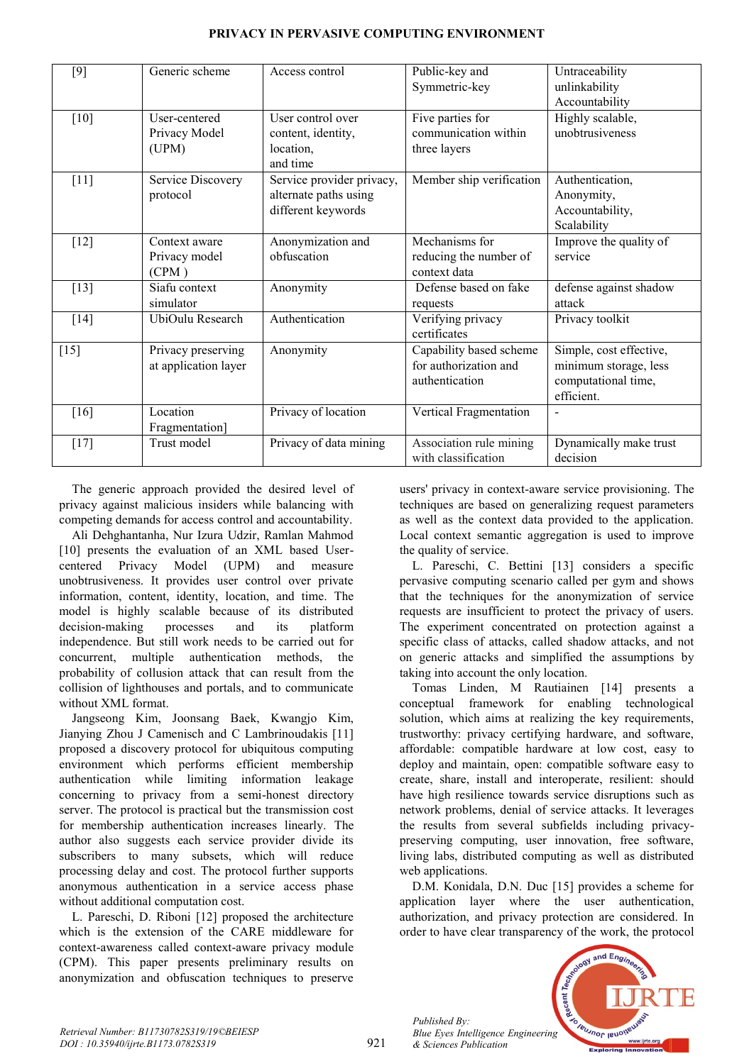| [9] | Generic scheme | Access control | Public-key and Symmetric-key | Untraceability unlinkability Accountability |
|---|---|---|---|---|
| [10] | User-centered Privacy Model (UPM) | User control over content, identity, location, and time | Five parties for communication within three layers | Highly scalable, unobtrusiveness |
| [11] | Service Discovery protocol | Service provider privacy, alternate paths using different keywords | Member ship verification | Authentication, Anonymity, Accountability, Scalability |
| [12] | Context aware Privacy model (CPM ) | Anonymization and obfuscation | Mechanisms for reducing the number of context data | Improve the quality of service |
| [13] | Siafu context simulator | Anonymity | Defense based on fake requests | defense against shadow attack |
| [14] | UbiOulu Research | Authentication | Verifying privacy certificates | Privacy toolkit |
| [15] | Privacy preserving at application layer | Anonymity | Capability based scheme for authorization and authentication | Simple, cost effective, minimum storage, less computational time, efficient. |
| [16] | Location Fragmentation] | Privacy of location | Vertical Fragmentation | - |
| [17] | Trust model | Privacy of data mining | Association rule mining with classification | Dynamically make trust decision |

The generic approach provided the desired level of privacy against malicious insiders while balancing with competing demands for access control and accountability.

Ali Dehghantanha, Nur Izura Udzir, Ramlan Mahmod [10] presents the evaluation of an XML based User-centered Privacy Model (UPM) and measure unobtrusiveness. It provides user control over private information, content, identity, location, and time. The model is highly scalable because of its distributed decision-making processes and its platform independence. But still work needs to be carried out for the concurrent, multiple authentication methods, the probability of collusion attack that can result from the collision of lighthouses and portals, and to communicate without XML format.

Jangseong Kim, Joonsang Baek, Kwangjo Kim, Jianying Zhou J Camenisch and C Lambrinoudakis [11] proposed a discovery protocol for ubiquitous computing environment which performs efficient membership authentication while limiting information leakage concerning to privacy from a semi-honest directory server. The protocol is practical but the transmission cost for membership authentication increases linearly. The author also suggests each service provider divide its subscribers to many subsets, which will reduce processing delay and cost. The protocol further supports anonymous authentication in a service access phase without additional computation cost.

L. Pareschi, D. Riboni [12] proposed the architecture which is the extension of the CARE middleware for context-awareness called context-aware privacy module (CPM). This paper presents preliminary results on anonymization and obfuscation techniques to preserve users' privacy in context-aware service provisioning. The techniques are based on generalizing request parameters as well as the context data provided to the application. Local context semantic aggregation is used to improve the quality of service.

L. Pareschi, C. Bettini [13] considers a specific pervasive computing scenario called per gym and shows that the techniques for the anonymization of service requests are insufficient to protect the privacy of users. The experiment concentrated on protection against a specific class of attacks, called shadow attacks, and not on generic attacks and simplified the assumptions by taking into account the only location.

Tomas Linden, M Rautiainen [14] presents a conceptual framework for enabling technological solution, which aims at realizing the key requirements, trustworthy: privacy certifying hardware, and software, affordable: compatible hardware at low cost, easy to deploy and maintain, open: compatible software easy to create, share, install and interoperate, resilient: should have high resilience towards service disruptions such as network problems, denial of service attacks. It leverages the results from several subfields including privacy-preserving computing, user innovation, free software, living labs, distributed computing as well as distributed web applications.

D.M. Konidala, D.N. Duc [15] provides a scheme for application layer where the user authentication, authorization, and privacy protection are considered. In order to have clear transparency of the work, the protocol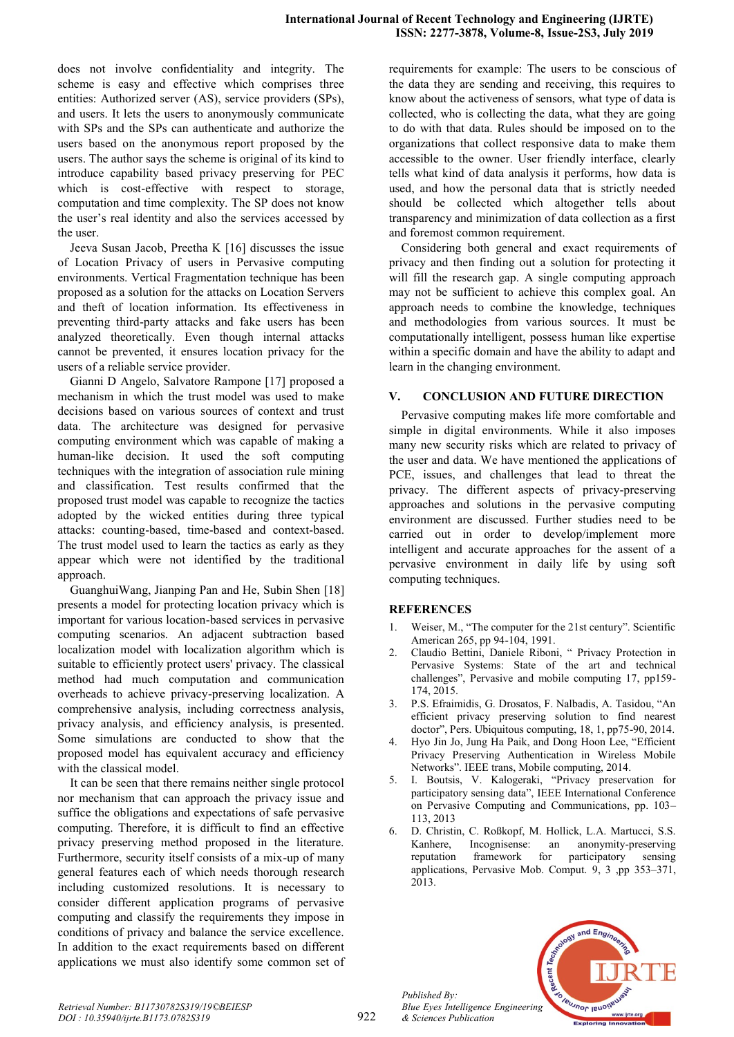does not involve confidentiality and integrity. The scheme is easy and effective which comprises three entities: Authorized server (AS), service providers (SPs), and users. It lets the users to anonymously communicate with SPs and the SPs can authenticate and authorize the users based on the anonymous report proposed by the users. The author says the scheme is original of its kind to introduce capability based privacy preserving for PEC which is cost-effective with respect to storage, computation and time complexity. The SP does not know the user's real identity and also the services accessed by the user.

Jeeva Susan Jacob, Preetha K [16] discusses the issue of Location Privacy of users in Pervasive computing environments. Vertical Fragmentation technique has been proposed as a solution for the attacks on Location Servers and theft of location information. Its effectiveness in preventing third-party attacks and fake users has been analyzed theoretically. Even though internal attacks cannot be prevented, it ensures location privacy for the users of a reliable service provider.

Gianni D Angelo, Salvatore Rampone [17] proposed a mechanism in which the trust model was used to make decisions based on various sources of context and trust data. The architecture was designed for pervasive computing environment which was capable of making a human-like decision. It used the soft computing techniques with the integration of association rule mining and classification. Test results confirmed that the proposed trust model was capable to recognize the tactics adopted by the wicked entities during three typical attacks: counting-based, time-based and context-based. The trust model used to learn the tactics as early as they appear which were not identified by the traditional approach.

GuanghuiWang, Jianping Pan and He, Subin Shen [18] presents a model for protecting location privacy which is important for various location-based services in pervasive computing scenarios. An adjacent subtraction based localization model with localization algorithm which is suitable to efficiently protect users' privacy. The classical method had much computation and communication overheads to achieve privacy-preserving localization. A comprehensive analysis, including correctness analysis, privacy analysis, and efficiency analysis, is presented. Some simulations are conducted to show that the proposed model has equivalent accuracy and efficiency with the classical model.

It can be seen that there remains neither single protocol nor mechanism that can approach the privacy issue and suffice the obligations and expectations of safe pervasive computing. Therefore, it is difficult to find an effective privacy preserving method proposed in the literature. Furthermore, security itself consists of a mix-up of many general features each of which needs thorough research including customized resolutions. It is necessary to consider different application programs of pervasive computing and classify the requirements they impose in conditions of privacy and balance the service excellence. In addition to the exact requirements based on different applications we must also identify some common set of requirements for example: The users to be conscious of the data they are sending and receiving, this requires to know about the activeness of sensors, what type of data is collected, who is collecting the data, what they are going to do with that data. Rules should be imposed on to the organizations that collect responsive data to make them accessible to the owner. User friendly interface, clearly tells what kind of data analysis it performs, how data is used, and how the personal data that is strictly needed should be collected which altogether tells about transparency and minimization of data collection as a first and foremost common requirement.

Considering both general and exact requirements of privacy and then finding out a solution for protecting it will fill the research gap. A single computing approach may not be sufficient to achieve this complex goal. An approach needs to combine the knowledge, techniques and methodologies from various sources. It must be computationally intelligent, possess human like expertise within a specific domain and have the ability to adapt and learn in the changing environment.

## V. CONCLUSION AND FUTURE DIRECTION

Pervasive computing makes life more comfortable and simple in digital environments. While it also imposes many new security risks which are related to privacy of the user and data. We have mentioned the applications of PCE, issues, and challenges that lead to threat the privacy. The different aspects of privacy-preserving approaches and solutions in the pervasive computing environment are discussed. Further studies need to be carried out in order to develop/implement more intelligent and accurate approaches for the assent of a pervasive environment in daily life by using soft computing techniques.

## REFERENCES

1. Weiser, M., "The computer for the 21st century". Scientific American 265, pp 94-104, 1991.
2. Claudio Bettini, Daniele Riboni, " Privacy Protection in Pervasive Systems: State of the art and technical challenges", Pervasive and mobile computing 17, pp159-174, 2015.
3. P.S. Efraimidis, G. Drosatos, F. Nalbadis, A. Tasidou, "An efficient privacy preserving solution to find nearest doctor", Pers. Ubiquitous computing, 18, 1, pp75-90, 2014.
4. Hyo Jin Jo, Jung Ha Paik, and Dong Hoon Lee, "Efficient Privacy Preserving Authentication in Wireless Mobile Networks". IEEE trans, Mobile computing, 2014.
5. I. Boutsis, V. Kalogeraki, "Privacy preservation for participatory sensing data", IEEE International Conference on Pervasive Computing and Communications, pp. 103–113, 2013
6. D. Christin, C. Roßkopf, M. Hollick, L.A. Martucci, S.S. Kanhere, Incognisense: an anonymity-preserving reputation framework for participatory sensing applications, Pervasive Mob. Comput. 9, 3 ,pp 353–371, 2013.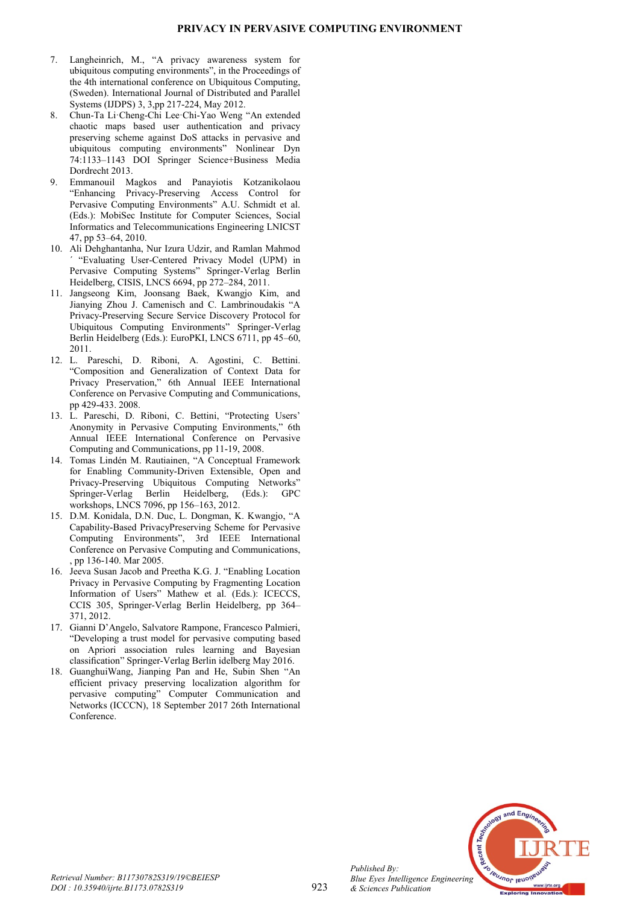7. Langheinrich, M., "A privacy awareness system for ubiquitous computing environments", in the Proceedings of the 4th international conference on Ubiquitous Computing, (Sweden). International Journal of Distributed and Parallel Systems (IJDPS) 3, 3,pp 217-224, May 2012.
8. Chun-Ta Li·Cheng-Chi Lee·Chi-Yao Weng "An extended chaotic maps based user authentication and privacy preserving scheme against DoS attacks in pervasive and ubiquitous computing environments" Nonlinear Dyn 74:1133–1143 DOI Springer Science+Business Media Dordrecht 2013.
9. Emmanouil Magkos and Panayiotis Kotzanikolaou "Enhancing Privacy-Preserving Access Control for Pervasive Computing Environments" A.U. Schmidt et al. (Eds.): MobiSec Institute for Computer Sciences, Social Informatics and Telecommunications Engineering LNICST 47, pp 53–64, 2010.
10. Ali Dehghantanha, Nur Izura Udzir, and Ramlan Mahmod ´ "Evaluating User-Centered Privacy Model (UPM) in Pervasive Computing Systems" Springer-Verlag Berlin Heidelberg, CISIS, LNCS 6694, pp 272–284, 2011.
11. Jangseong Kim, Joonsang Baek, Kwangjo Kim, and Jianying Zhou J. Camenisch and C. Lambrinoudakis "A Privacy-Preserving Secure Service Discovery Protocol for Ubiquitous Computing Environments" Springer-Verlag Berlin Heidelberg (Eds.): EuroPKI, LNCS 6711, pp 45–60, 2011.
12. L. Pareschi, D. Riboni, A. Agostini, C. Bettini. "Composition and Generalization of Context Data for Privacy Preservation," 6th Annual IEEE International Conference on Pervasive Computing and Communications, pp 429-433. 2008.
13. L. Pareschi, D. Riboni, C. Bettini, "Protecting Users' Anonymity in Pervasive Computing Environments," 6th Annual IEEE International Conference on Pervasive Computing and Communications, pp 11-19, 2008.
14. Tomas Lindén M. Rautiainen, "A Conceptual Framework for Enabling Community-Driven Extensible, Open and Privacy-Preserving Ubiquitous Computing Networks" Springer-Verlag Berlin Heidelberg, (Eds.): GPC workshops, LNCS 7096, pp 156–163, 2012.
15. D.M. Konidala, D.N. Duc, L. Dongman, K. Kwangjo, "A Capability-Based PrivacyPreserving Scheme for Pervasive Computing Environments", 3rd IEEE International Conference on Pervasive Computing and Communications, , pp 136-140. Mar 2005.
16. Jeeva Susan Jacob and Preetha K.G. J. "Enabling Location Privacy in Pervasive Computing by Fragmenting Location Information of Users" Mathew et al. (Eds.): ICECCS, CCIS 305, Springer-Verlag Berlin Heidelberg, pp 364–371, 2012.
17. Gianni D'Angelo, Salvatore Rampone, Francesco Palmieri, "Developing a trust model for pervasive computing based on Apriori association rules learning and Bayesian classification" Springer-Verlag Berlin idelberg May 2016.
18. GuanghuiWang, Jianping Pan and He, Subin Shen "An efficient privacy preserving localization algorithm for pervasive computing" Computer Communication and Networks (ICCCN), 18 September 2017 26th International Conference.